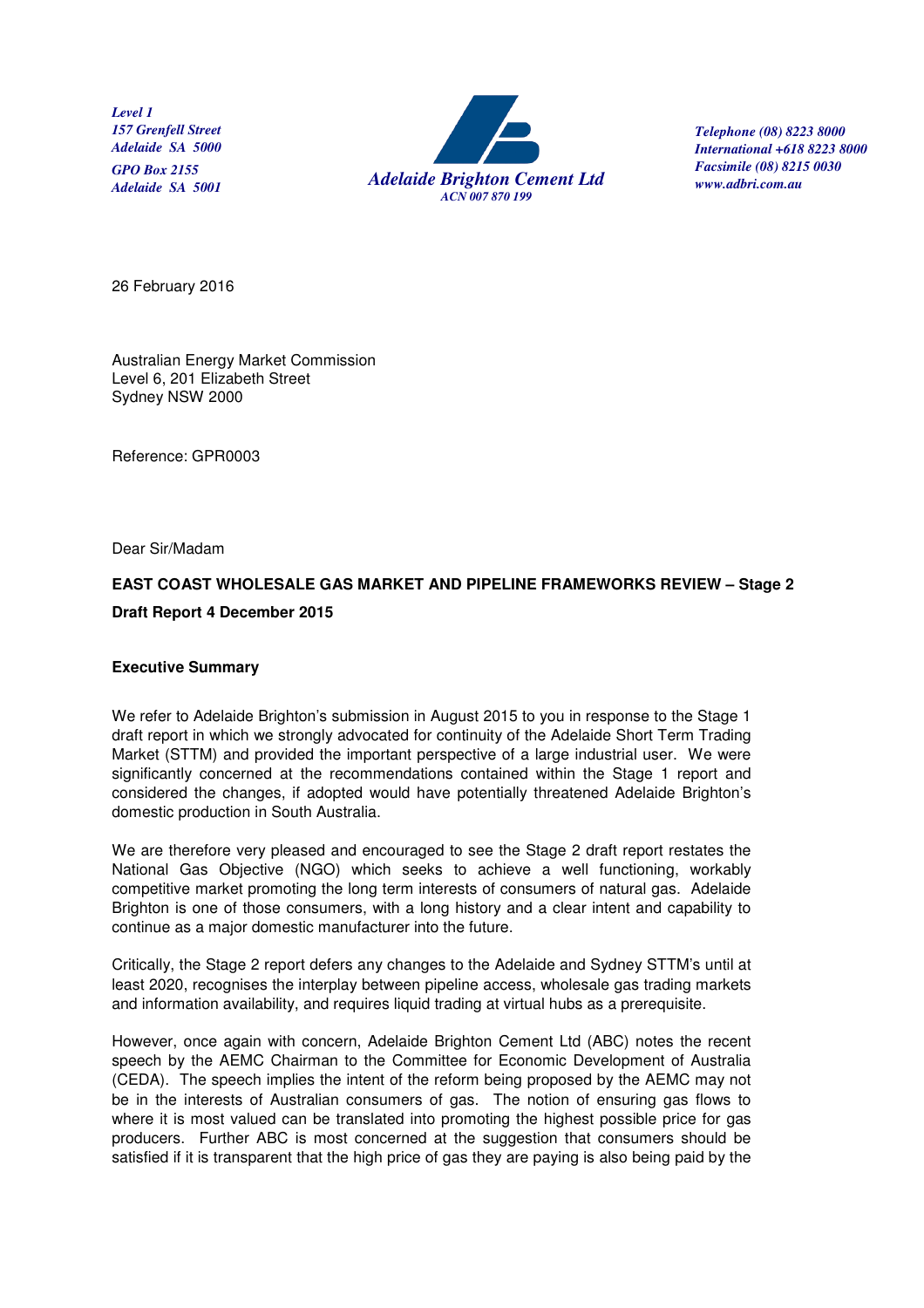*Level 1*
*157 Grenfell Street*
*Adelaide SA 5000*
*GPO Box 2155*
*Adelaide SA 5001*

**Adelaide Brighton Cement Ltd**
ACN 007 870 199

*Telephone (08) 8223 8000*
*International +618 8223 8000*
*Facsimile (08) 8215 0030*
*www.adbri.com.au*

26 February 2016

Australian Energy Market Commission
Level 6, 201 Elizabeth Street
Sydney NSW 2000

Reference: GPR0003

Dear Sir/Madam

**EAST COAST WHOLESALE GAS MARKET AND PIPELINE FRAMEWORKS REVIEW – Stage 2**

**Draft Report 4 December 2015**

**Executive Summary**

We refer to Adelaide Brighton's submission in August 2015 to you in response to the Stage 1 draft report in which we strongly advocated for continuity of the Adelaide Short Term Trading Market (STTM) and provided the important perspective of a large industrial user. We were significantly concerned at the recommendations contained within the Stage 1 report and considered the changes, if adopted would have potentially threatened Adelaide Brighton's domestic production in South Australia.

We are therefore very pleased and encouraged to see the Stage 2 draft report restates the National Gas Objective (NGO) which seeks to achieve a well functioning, workably competitive market promoting the long term interests of consumers of natural gas. Adelaide Brighton is one of those consumers, with a long history and a clear intent and capability to continue as a major domestic manufacturer into the future.

Critically, the Stage 2 report defers any changes to the Adelaide and Sydney STTM's until at least 2020, recognises the interplay between pipeline access, wholesale gas trading markets and information availability, and requires liquid trading at virtual hubs as a prerequisite.

However, once again with concern, Adelaide Brighton Cement Ltd (ABC) notes the recent speech by the AEMC Chairman to the Committee for Economic Development of Australia (CEDA). The speech implies the intent of the reform being proposed by the AEMC may not be in the interests of Australian consumers of gas. The notion of ensuring gas flows to where it is most valued can be translated into promoting the highest possible price for gas producers. Further ABC is most concerned at the suggestion that consumers should be satisfied if it is transparent that the high price of gas they are paying is also being paid by the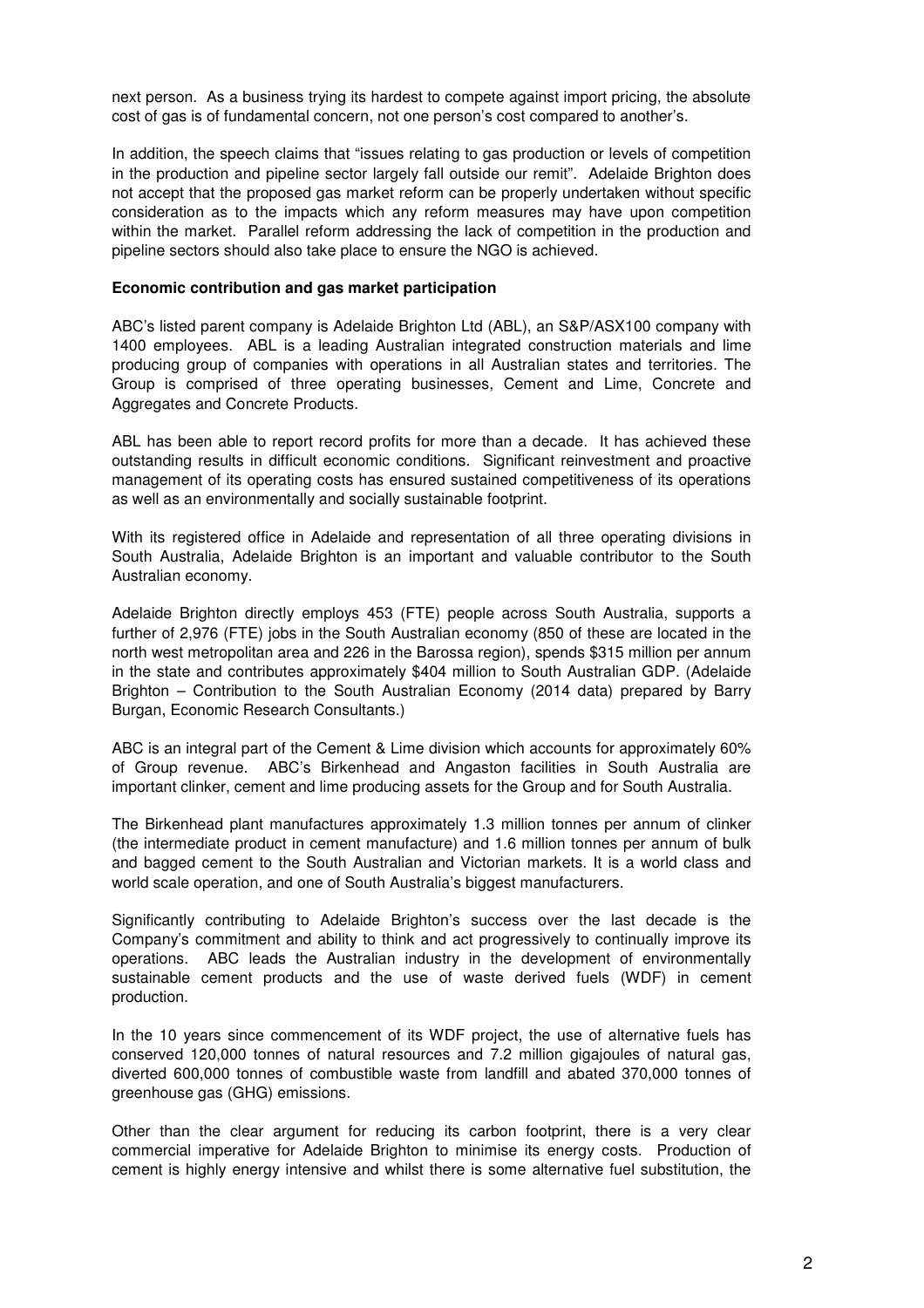next person. As a business trying its hardest to compete against import pricing, the absolute cost of gas is of fundamental concern, not one person's cost compared to another's.

In addition, the speech claims that "issues relating to gas production or levels of competition in the production and pipeline sector largely fall outside our remit". Adelaide Brighton does not accept that the proposed gas market reform can be properly undertaken without specific consideration as to the impacts which any reform measures may have upon competition within the market. Parallel reform addressing the lack of competition in the production and pipeline sectors should also take place to ensure the NGO is achieved.

**Economic contribution and gas market participation**

ABC's listed parent company is Adelaide Brighton Ltd (ABL), an S&P/ASX100 company with 1400 employees. ABL is a leading Australian integrated construction materials and lime producing group of companies with operations in all Australian states and territories. The Group is comprised of three operating businesses, Cement and Lime, Concrete and Aggregates and Concrete Products.

ABL has been able to report record profits for more than a decade. It has achieved these outstanding results in difficult economic conditions. Significant reinvestment and proactive management of its operating costs has ensured sustained competitiveness of its operations as well as an environmentally and socially sustainable footprint.

With its registered office in Adelaide and representation of all three operating divisions in South Australia, Adelaide Brighton is an important and valuable contributor to the South Australian economy.

Adelaide Brighton directly employs 453 (FTE) people across South Australia, supports a further of 2,976 (FTE) jobs in the South Australian economy (850 of these are located in the north west metropolitan area and 226 in the Barossa region), spends $315 million per annum in the state and contributes approximately $404 million to South Australian GDP. (Adelaide Brighton – Contribution to the South Australian Economy (2014 data) prepared by Barry Burgan, Economic Research Consultants.)

ABC is an integral part of the Cement & Lime division which accounts for approximately 60% of Group revenue. ABC's Birkenhead and Angaston facilities in South Australia are important clinker, cement and lime producing assets for the Group and for South Australia.

The Birkenhead plant manufactures approximately 1.3 million tonnes per annum of clinker (the intermediate product in cement manufacture) and 1.6 million tonnes per annum of bulk and bagged cement to the South Australian and Victorian markets. It is a world class and world scale operation, and one of South Australia's biggest manufacturers.

Significantly contributing to Adelaide Brighton's success over the last decade is the Company's commitment and ability to think and act progressively to continually improve its operations. ABC leads the Australian industry in the development of environmentally sustainable cement products and the use of waste derived fuels (WDF) in cement production.

In the 10 years since commencement of its WDF project, the use of alternative fuels has conserved 120,000 tonnes of natural resources and 7.2 million gigajoules of natural gas, diverted 600,000 tonnes of combustible waste from landfill and abated 370,000 tonnes of greenhouse gas (GHG) emissions.

Other than the clear argument for reducing its carbon footprint, there is a very clear commercial imperative for Adelaide Brighton to minimise its energy costs. Production of cement is highly energy intensive and whilst there is some alternative fuel substitution, the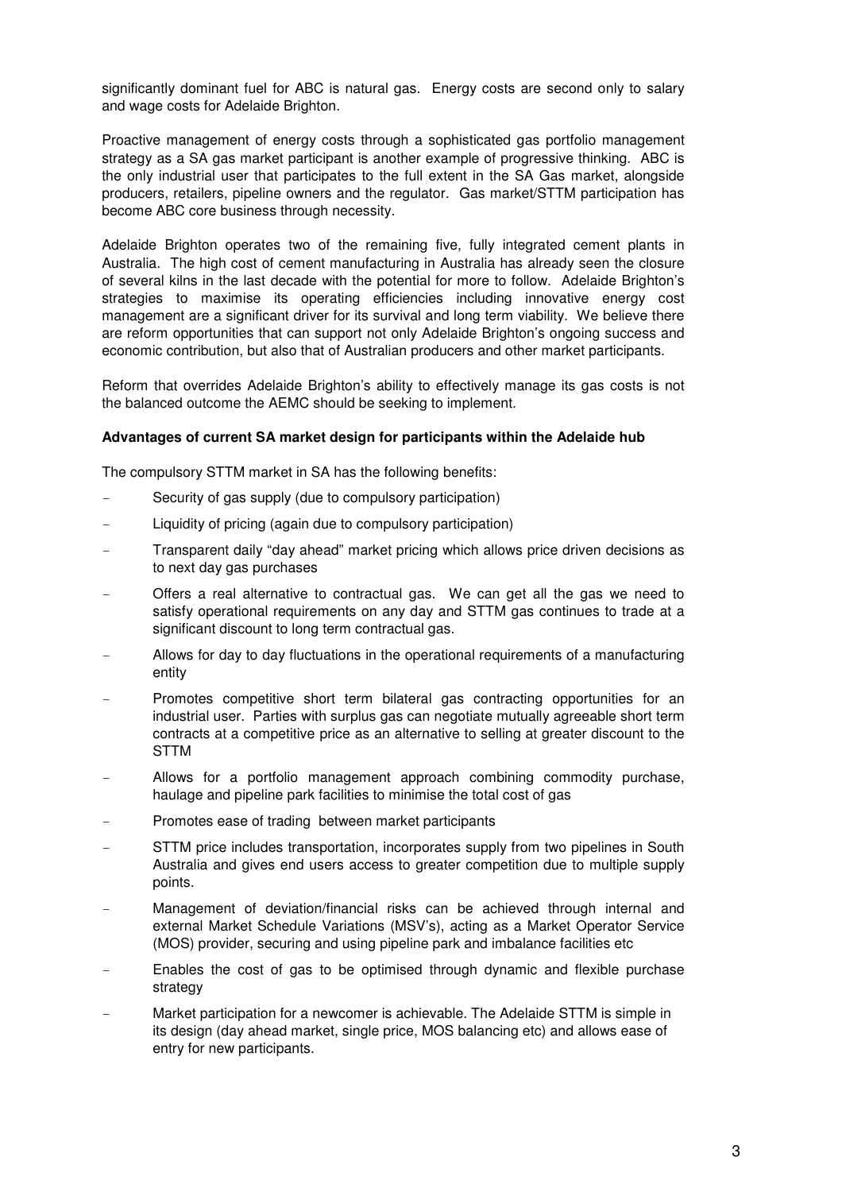significantly dominant fuel for ABC is natural gas. Energy costs are second only to salary and wage costs for Adelaide Brighton.

Proactive management of energy costs through a sophisticated gas portfolio management strategy as a SA gas market participant is another example of progressive thinking. ABC is the only industrial user that participates to the full extent in the SA Gas market, alongside producers, retailers, pipeline owners and the regulator. Gas market/STTM participation has become ABC core business through necessity.

Adelaide Brighton operates two of the remaining five, fully integrated cement plants in Australia. The high cost of cement manufacturing in Australia has already seen the closure of several kilns in the last decade with the potential for more to follow. Adelaide Brighton's strategies to maximise its operating efficiencies including innovative energy cost management are a significant driver for its survival and long term viability. We believe there are reform opportunities that can support not only Adelaide Brighton's ongoing success and economic contribution, but also that of Australian producers and other market participants.

Reform that overrides Adelaide Brighton's ability to effectively manage its gas costs is not the balanced outcome the AEMC should be seeking to implement.

**Advantages of current SA market design for participants within the Adelaide hub**

The compulsory STTM market in SA has the following benefits:

- Security of gas supply (due to compulsory participation)
- Liquidity of pricing (again due to compulsory participation)
- Transparent daily "day ahead" market pricing which allows price driven decisions as to next day gas purchases
- Offers a real alternative to contractual gas. We can get all the gas we need to satisfy operational requirements on any day and STTM gas continues to trade at a significant discount to long term contractual gas.
- Allows for day to day fluctuations in the operational requirements of a manufacturing entity
- Promotes competitive short term bilateral gas contracting opportunities for an industrial user. Parties with surplus gas can negotiate mutually agreeable short term contracts at a competitive price as an alternative to selling at greater discount to the STTM
- Allows for a portfolio management approach combining commodity purchase, haulage and pipeline park facilities to minimise the total cost of gas
- Promotes ease of trading between market participants
- STTM price includes transportation, incorporates supply from two pipelines in South Australia and gives end users access to greater competition due to multiple supply points.
- Management of deviation/financial risks can be achieved through internal and external Market Schedule Variations (MSV's), acting as a Market Operator Service (MOS) provider, securing and using pipeline park and imbalance facilities etc
- Enables the cost of gas to be optimised through dynamic and flexible purchase strategy
- Market participation for a newcomer is achievable. The Adelaide STTM is simple in its design (day ahead market, single price, MOS balancing etc) and allows ease of entry for new participants.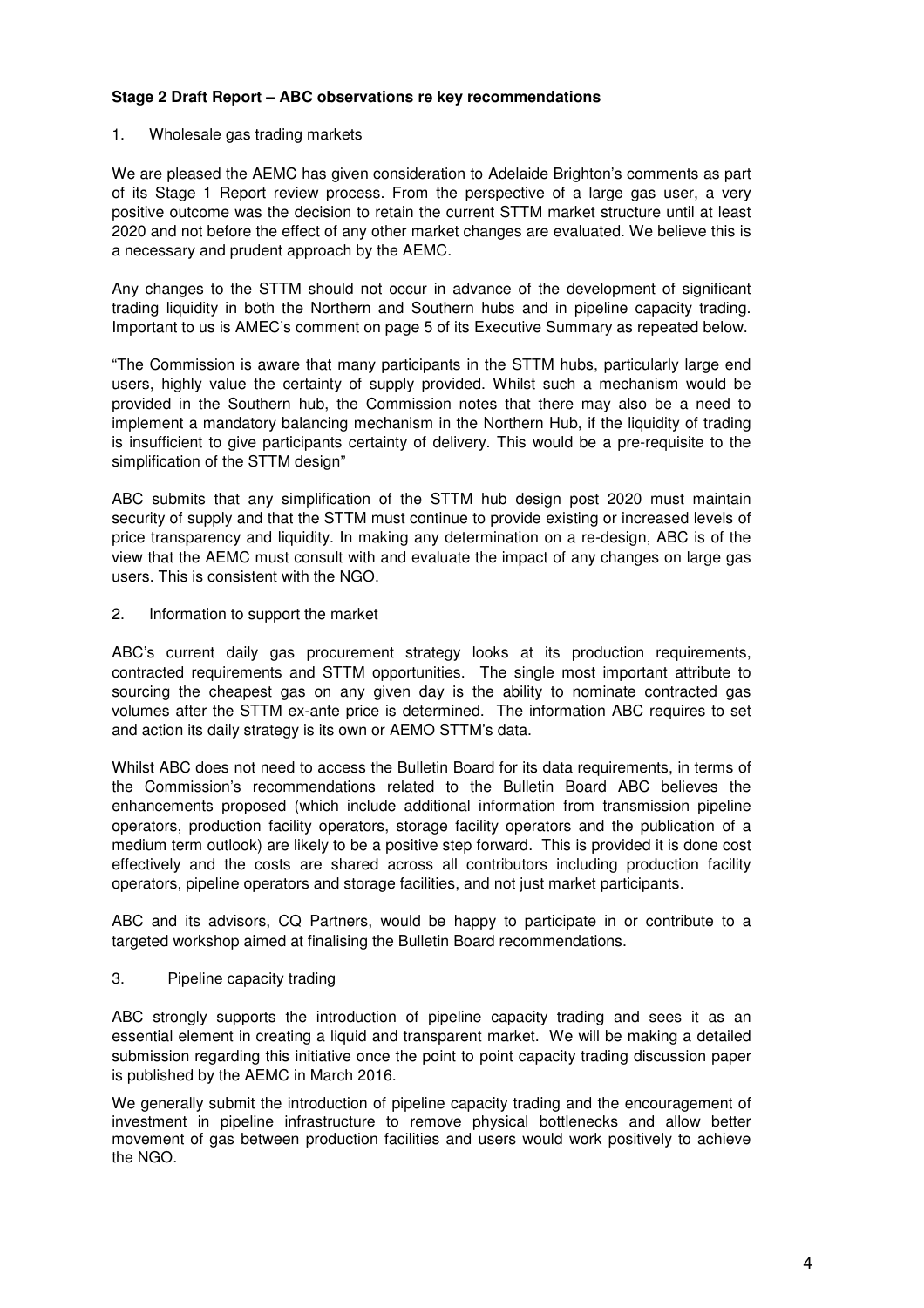**Stage 2 Draft Report – ABC observations re key recommendations**

1. Wholesale gas trading markets

We are pleased the AEMC has given consideration to Adelaide Brighton's comments as part of its Stage 1 Report review process. From the perspective of a large gas user, a very positive outcome was the decision to retain the current STTM market structure until at least 2020 and not before the effect of any other market changes are evaluated. We believe this is a necessary and prudent approach by the AEMC.

Any changes to the STTM should not occur in advance of the development of significant trading liquidity in both the Northern and Southern hubs and in pipeline capacity trading. Important to us is AMEC's comment on page 5 of its Executive Summary as repeated below.

"The Commission is aware that many participants in the STTM hubs, particularly large end users, highly value the certainty of supply provided. Whilst such a mechanism would be provided in the Southern hub, the Commission notes that there may also be a need to implement a mandatory balancing mechanism in the Northern Hub, if the liquidity of trading is insufficient to give participants certainty of delivery. This would be a pre-requisite to the simplification of the STTM design"

ABC submits that any simplification of the STTM hub design post 2020 must maintain security of supply and that the STTM must continue to provide existing or increased levels of price transparency and liquidity. In making any determination on a re-design, ABC is of the view that the AEMC must consult with and evaluate the impact of any changes on large gas users. This is consistent with the NGO.

2. Information to support the market

ABC's current daily gas procurement strategy looks at its production requirements, contracted requirements and STTM opportunities. The single most important attribute to sourcing the cheapest gas on any given day is the ability to nominate contracted gas volumes after the STTM ex-ante price is determined. The information ABC requires to set and action its daily strategy is its own or AEMO STTM's data.

Whilst ABC does not need to access the Bulletin Board for its data requirements, in terms of the Commission's recommendations related to the Bulletin Board ABC believes the enhancements proposed (which include additional information from transmission pipeline operators, production facility operators, storage facility operators and the publication of a medium term outlook) are likely to be a positive step forward. This is provided it is done cost effectively and the costs are shared across all contributors including production facility operators, pipeline operators and storage facilities, and not just market participants.

ABC and its advisors, CQ Partners, would be happy to participate in or contribute to a targeted workshop aimed at finalising the Bulletin Board recommendations.

3. Pipeline capacity trading

ABC strongly supports the introduction of pipeline capacity trading and sees it as an essential element in creating a liquid and transparent market. We will be making a detailed submission regarding this initiative once the point to point capacity trading discussion paper is published by the AEMC in March 2016.

We generally submit the introduction of pipeline capacity trading and the encouragement of investment in pipeline infrastructure to remove physical bottlenecks and allow better movement of gas between production facilities and users would work positively to achieve the NGO.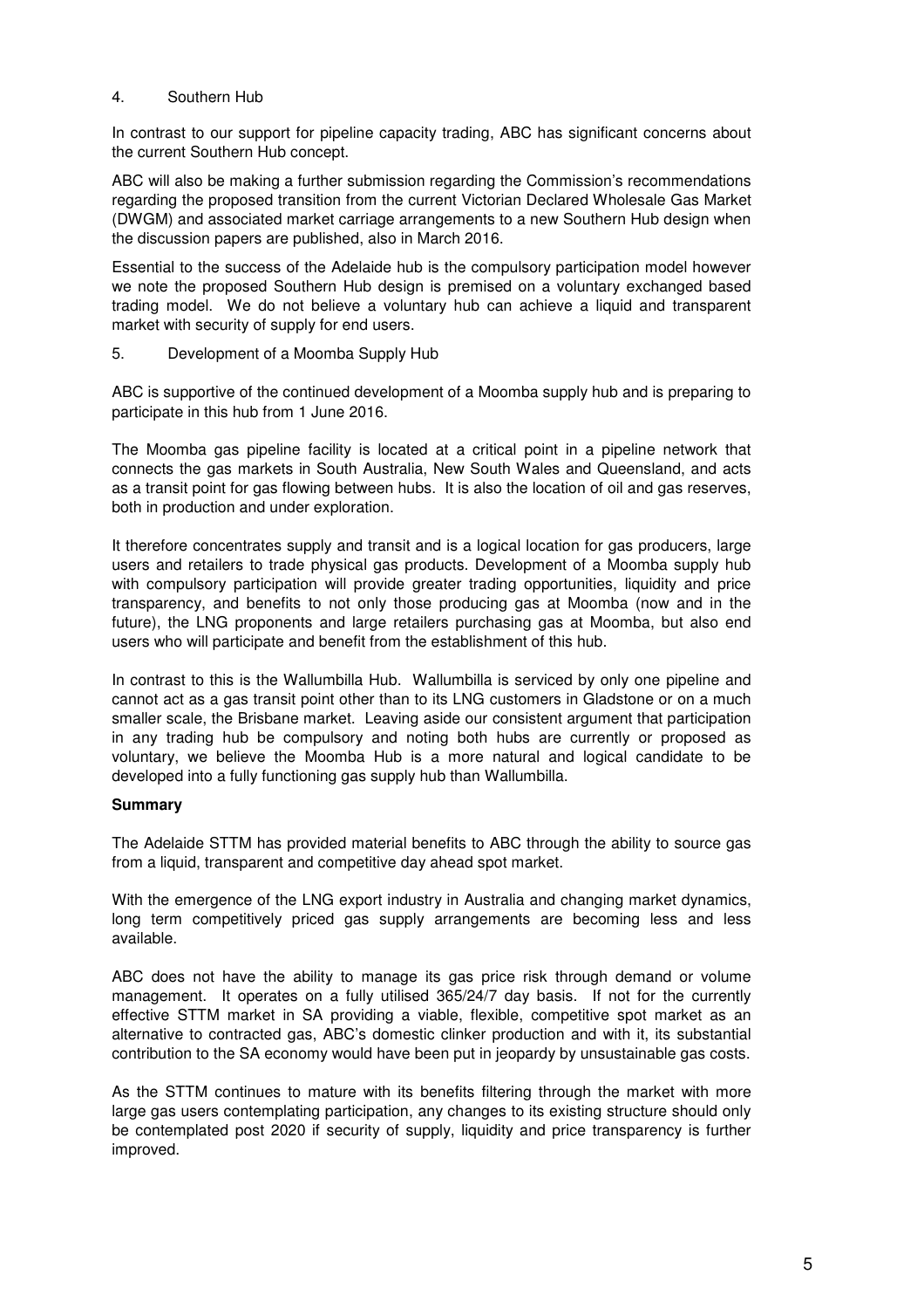## 4. Southern Hub

In contrast to our support for pipeline capacity trading, ABC has significant concerns about the current Southern Hub concept.

ABC will also be making a further submission regarding the Commission's recommendations regarding the proposed transition from the current Victorian Declared Wholesale Gas Market (DWGM) and associated market carriage arrangements to a new Southern Hub design when the discussion papers are published, also in March 2016.

Essential to the success of the Adelaide hub is the compulsory participation model however we note the proposed Southern Hub design is premised on a voluntary exchanged based trading model. We do not believe a voluntary hub can achieve a liquid and transparent market with security of supply for end users.

## 5. Development of a Moomba Supply Hub

ABC is supportive of the continued development of a Moomba supply hub and is preparing to participate in this hub from 1 June 2016.

The Moomba gas pipeline facility is located at a critical point in a pipeline network that connects the gas markets in South Australia, New South Wales and Queensland, and acts as a transit point for gas flowing between hubs. It is also the location of oil and gas reserves, both in production and under exploration.

It therefore concentrates supply and transit and is a logical location for gas producers, large users and retailers to trade physical gas products. Development of a Moomba supply hub with compulsory participation will provide greater trading opportunities, liquidity and price transparency, and benefits to not only those producing gas at Moomba (now and in the future), the LNG proponents and large retailers purchasing gas at Moomba, but also end users who will participate and benefit from the establishment of this hub.

In contrast to this is the Wallumbilla Hub. Wallumbilla is serviced by only one pipeline and cannot act as a gas transit point other than to its LNG customers in Gladstone or on a much smaller scale, the Brisbane market. Leaving aside our consistent argument that participation in any trading hub be compulsory and noting both hubs are currently or proposed as voluntary, we believe the Moomba Hub is a more natural and logical candidate to be developed into a fully functioning gas supply hub than Wallumbilla.

**Summary**

The Adelaide STTM has provided material benefits to ABC through the ability to source gas from a liquid, transparent and competitive day ahead spot market.

With the emergence of the LNG export industry in Australia and changing market dynamics, long term competitively priced gas supply arrangements are becoming less and less available.

ABC does not have the ability to manage its gas price risk through demand or volume management. It operates on a fully utilised 365/24/7 day basis. If not for the currently effective STTM market in SA providing a viable, flexible, competitive spot market as an alternative to contracted gas, ABC's domestic clinker production and with it, its substantial contribution to the SA economy would have been put in jeopardy by unsustainable gas costs.

As the STTM continues to mature with its benefits filtering through the market with more large gas users contemplating participation, any changes to its existing structure should only be contemplated post 2020 if security of supply, liquidity and price transparency is further improved.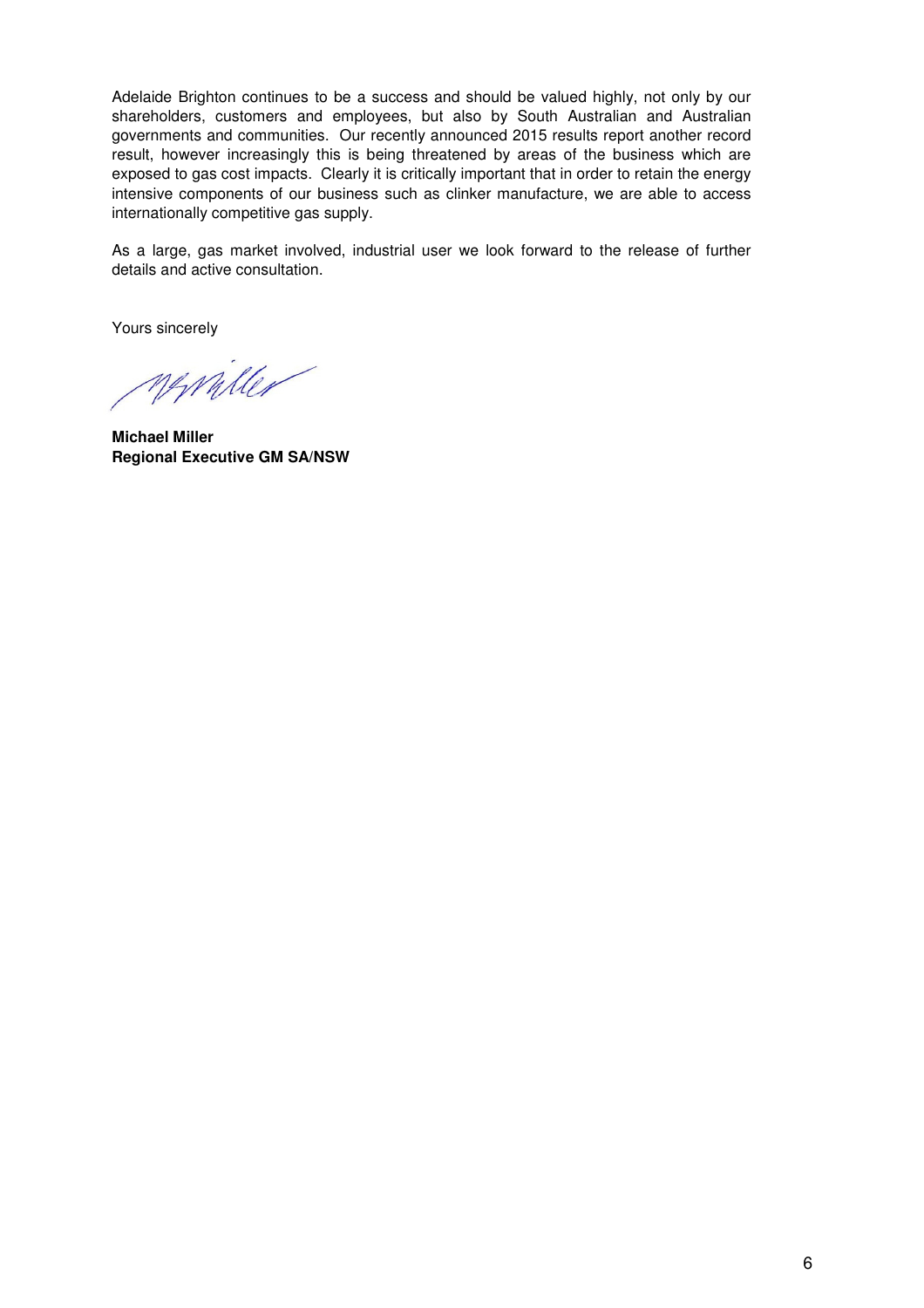Adelaide Brighton continues to be a success and should be valued highly, not only by our shareholders, customers and employees, but also by South Australian and Australian governments and communities. Our recently announced 2015 results report another record result, however increasingly this is being threatened by areas of the business which are exposed to gas cost impacts. Clearly it is critically important that in order to retain the energy intensive components of our business such as clinker manufacture, we are able to access internationally competitive gas supply.

As a large, gas market involved, industrial user we look forward to the release of further details and active consultation.

Yours sincerely

**Michael Miller**
**Regional Executive GM SA/NSW**